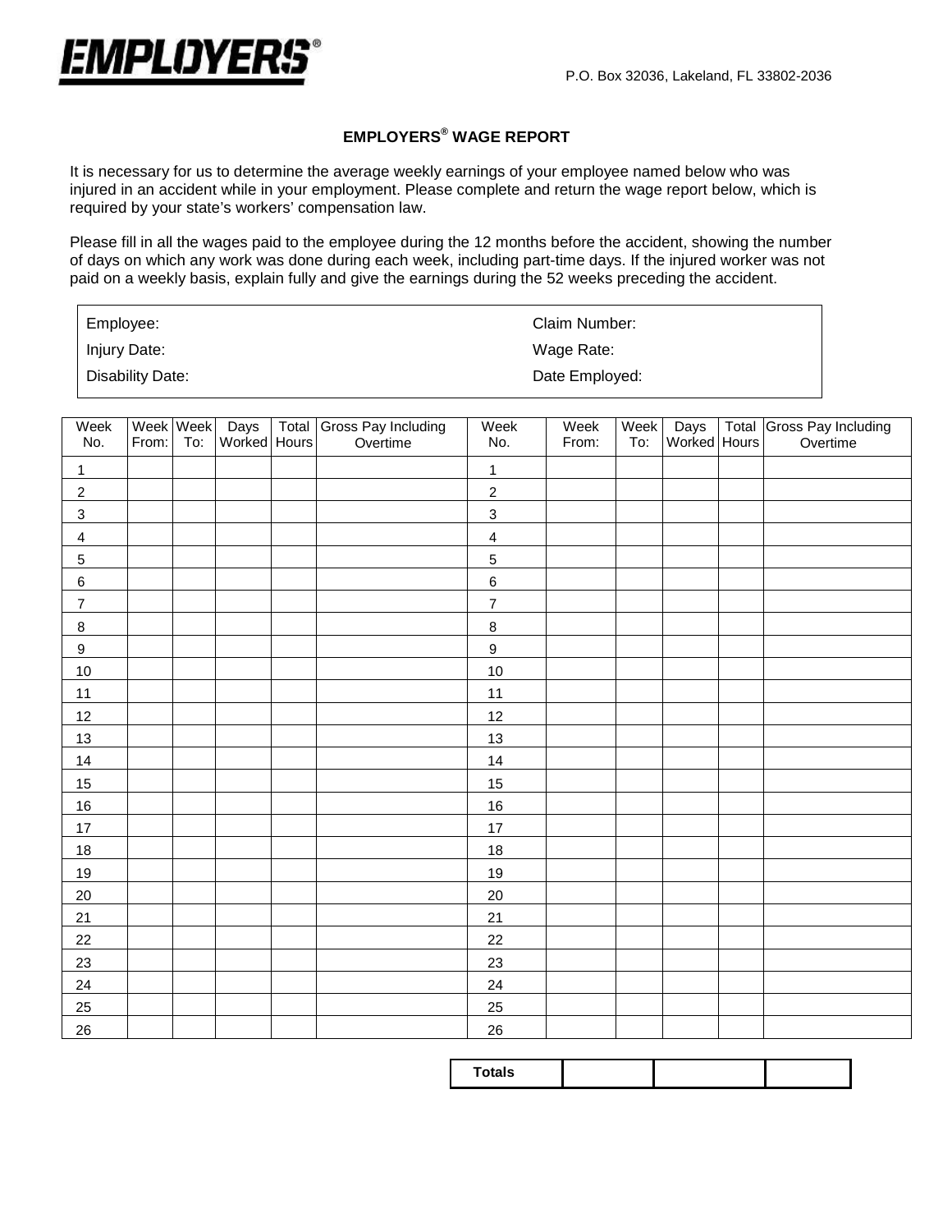**EMPLOYERS®**

P.O. Box 32036, Lakeland, FL 33802-2036

# EMPLOYERS® WAGE REPORT

It is necessary for us to determine the average weekly earnings of your employee named below who was injured in an accident while in your employment. Please complete and return the wage report below, which is required by your state's workers' compensation law.

Please fill in all the wages paid to the employee during the 12 months before the accident, showing the number of days on which any work was done during each week, including part-time days. If the injured worker was not paid on a weekly basis, explain fully and give the earnings during the 52 weeks preceding the accident.

| | |
|---|---|
| Employee: | Claim Number: |
| Injury Date: | Wage Rate: |
| Disability Date: | Date Employed: |

| Week No. | Week From: | Week To: | Days Worked | Total Hours | Gross Pay Including Overtime | Week No. | Week From: | Week To: | Days Worked | Total Hours | Gross Pay Including Overtime |
|---|---|---|---|---|---|---|---|---|---|---|---|
| 1 | | | | | | 1 | | | | | |
| 2 | | | | | | 2 | | | | | |
| 3 | | | | | | 3 | | | | | |
| 4 | | | | | | 4 | | | | | |
| 5 | | | | | | 5 | | | | | |
| 6 | | | | | | 6 | | | | | |
| 7 | | | | | | 7 | | | | | |
| 8 | | | | | | 8 | | | | | |
| 9 | | | | | | 9 | | | | | |
| 10 | | | | | | 10 | | | | | |
| 11 | | | | | | 11 | | | | | |
| 12 | | | | | | 12 | | | | | |
| 13 | | | | | | 13 | | | | | |
| 14 | | | | | | 14 | | | | | |
| 15 | | | | | | 15 | | | | | |
| 16 | | | | | | 16 | | | | | |
| 17 | | | | | | 17 | | | | | |
| 18 | | | | | | 18 | | | | | |
| 19 | | | | | | 19 | | | | | |
| 20 | | | | | | 20 | | | | | |
| 21 | | | | | | 21 | | | | | |
| 22 | | | | | | 22 | | | | | |
| 23 | | | | | | 23 | | | | | |
| 24 | | | | | | 24 | | | | | |
| 25 | | | | | | 25 | | | | | |
| 26 | | | | | | 26 | | | | | |

| Totals | | | |
|---|---|---|---|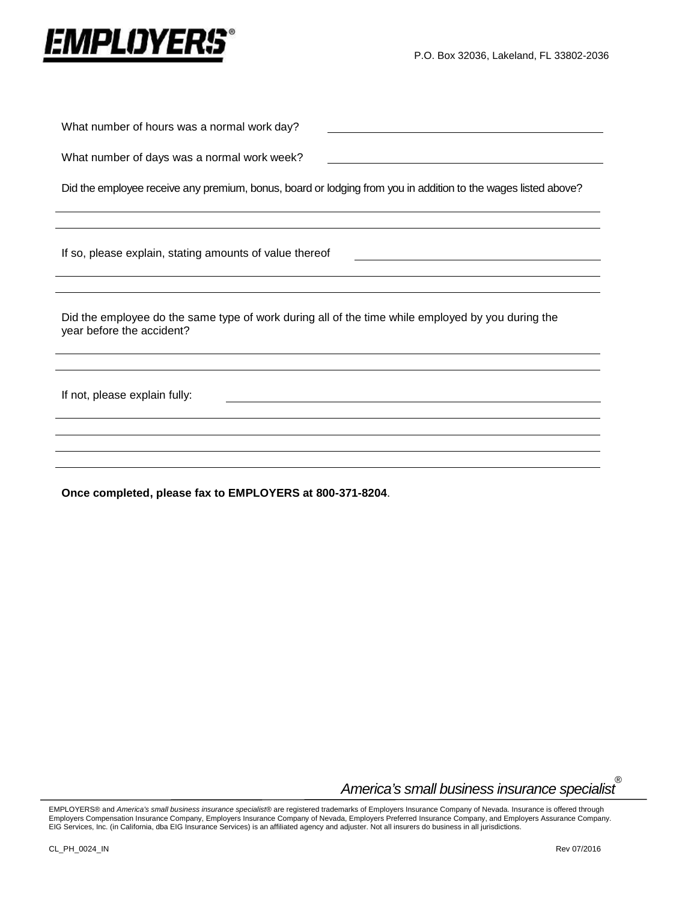EMPLOYERS®

P.O. Box 32036, Lakeland, FL 33802-2036

What number of hours was a normal work day? ____________________

What number of days was a normal work week? ____________________

Did the employee receive any premium, bonus, board or lodging from you in addition to the wages listed above?

____________________

____________________

If so, please explain, stating amounts of value thereof ____________________

____________________

____________________

Did the employee do the same type of work during all of the time while employed by you during the year before the accident?

____________________

____________________

If not, please explain fully: ____________________

____________________

____________________

____________________

____________________

**Once completed, please fax to EMPLOYERS at 800-371-8204**.

*America's small business insurance specialist®*

EMPLOYERS® and *America's small business insurance specialist®* are registered trademarks of Employers Insurance Company of Nevada. Insurance is offered through Employers Compensation Insurance Company, Employers Insurance Company of Nevada, Employers Preferred Insurance Company, and Employers Assurance Company. EIG Services, Inc. (in California, dba EIG Insurance Services) is an affiliated agency and adjuster. Not all insurers do business in all jurisdictions.

CL_PH_0024_IN Rev 07/2016